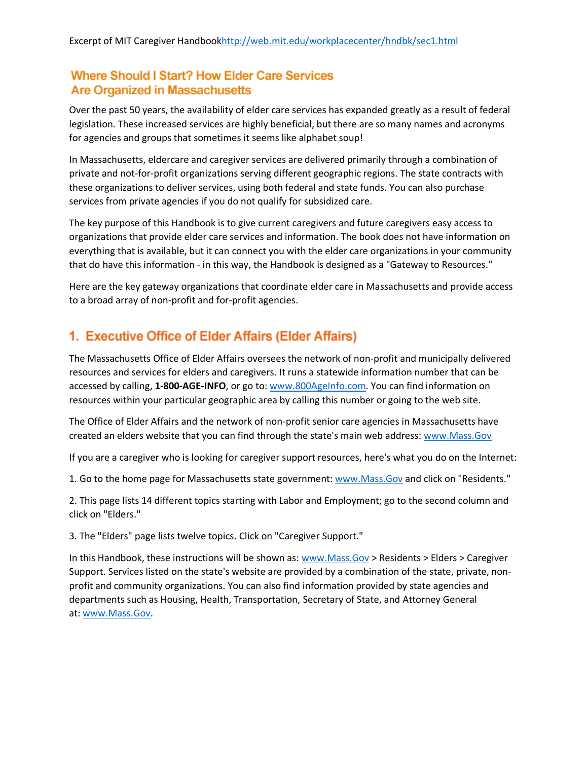Excerpt of MIT Caregiver Handbook[http://web.mit.edu/workplacecenter/hndbk/sec1.html](http://web.mit.edu/workplacecenter/hndbk/sec1.html)

## Where Should I Start? How Elder Care Services Are Organized in Massachusetts

Over the past 50 years, the availability of elder care services has expanded greatly as a result of federal legislation. These increased services are highly beneficial, but there are so many names and acronyms for agencies and groups that sometimes it seems like alphabet soup!

In Massachusetts, eldercare and caregiver services are delivered primarily through a combination of private and not-for-profit organizations serving different geographic regions. The state contracts with these organizations to deliver services, using both federal and state funds. You can also purchase services from private agencies if you do not qualify for subsidized care.

The key purpose of this Handbook is to give current caregivers and future caregivers easy access to organizations that provide elder care services and information. The book does not have information on everything that is available, but it can connect you with the elder care organizations in your community that do have this information - in this way, the Handbook is designed as a "Gateway to Resources."

Here are the key gateway organizations that coordinate elder care in Massachusetts and provide access to a broad array of non-profit and for-profit agencies.

## 1. Executive Office of Elder Affairs (Elder Affairs)

The Massachusetts Office of Elder Affairs oversees the network of non-profit and municipally delivered resources and services for elders and caregivers. It runs a statewide information number that can be accessed by calling, **1-800-AGE-INFO**, or go to: [www.800AgeInfo.com](http://www.800AgeInfo.com). You can find information on resources within your particular geographic area by calling this number or going to the web site.

The Office of Elder Affairs and the network of non-profit senior care agencies in Massachusetts have created an elders website that you can find through the state's main web address: [www.Mass.Gov](http://www.Mass.Gov)

If you are a caregiver who is looking for caregiver support resources, here's what you do on the Internet:

1. Go to the home page for Massachusetts state government: [www.Mass.Gov](http://www.Mass.Gov) and click on "Residents."

2. This page lists 14 different topics starting with Labor and Employment; go to the second column and click on "Elders."

3. The "Elders" page lists twelve topics. Click on "Caregiver Support."

In this Handbook, these instructions will be shown as: [www.Mass.Gov](http://www.Mass.Gov) > Residents > Elders > Caregiver Support. Services listed on the state's website are provided by a combination of the state, private, non-profit and community organizations. You can also find information provided by state agencies and departments such as Housing, Health, Transportation, Secretary of State, and Attorney General at: [www.Mass.Gov](http://www.Mass.Gov).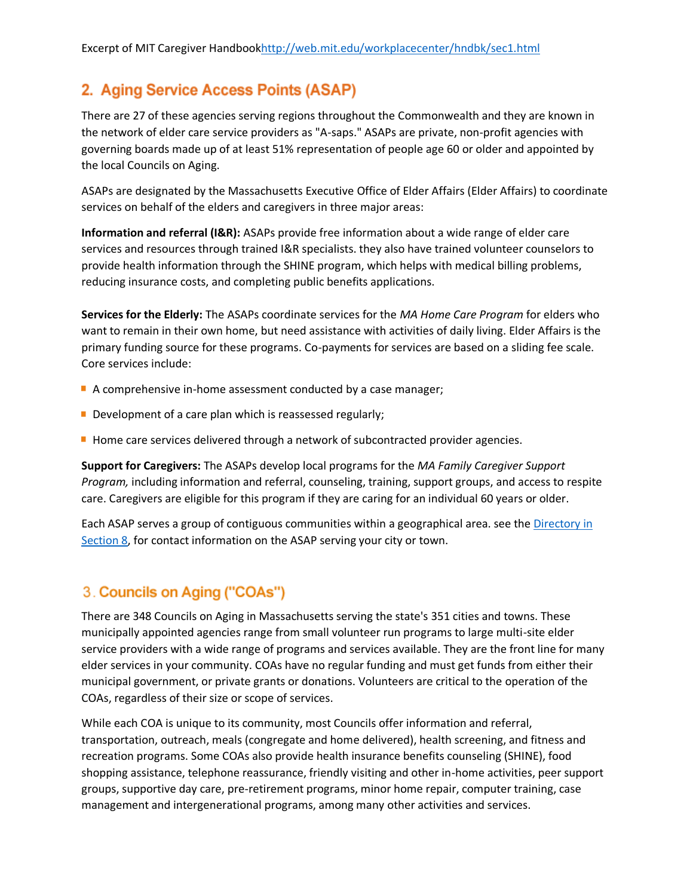Excerpt of MIT Caregiver Handbook[http://web.mit.edu/workplacecenter/hndbk/sec1.html](http://web.mit.edu/workplacecenter/hndbk/sec1.html)

## 2. Aging Service Access Points (ASAP)

There are 27 of these agencies serving regions throughout the Commonwealth and they are known in the network of elder care service providers as "A-saps." ASAPs are private, non-profit agencies with governing boards made up of at least 51% representation of people age 60 or older and appointed by the local Councils on Aging.

ASAPs are designated by the Massachusetts Executive Office of Elder Affairs (Elder Affairs) to coordinate services on behalf of the elders and caregivers in three major areas:

**Information and referral (I&R):** ASAPs provide free information about a wide range of elder care services and resources through trained I&R specialists. they also have trained volunteer counselors to provide health information through the SHINE program, which helps with medical billing problems, reducing insurance costs, and completing public benefits applications.

**Services for the Elderly:** The ASAPs coordinate services for the *MA Home Care Program* for elders who want to remain in their own home, but need assistance with activities of daily living. Elder Affairs is the primary funding source for these programs. Co-payments for services are based on a sliding fee scale. Core services include:

- A comprehensive in-home assessment conducted by a case manager;
- Development of a care plan which is reassessed regularly;
- Home care services delivered through a network of subcontracted provider agencies.

**Support for Caregivers:** The ASAPs develop local programs for the *MA Family Caregiver Support Program,* including information and referral, counseling, training, support groups, and access to respite care. Caregivers are eligible for this program if they are caring for an individual 60 years or older.

Each ASAP serves a group of contiguous communities within a geographical area. see the [Directory in Section 8](), for contact information on the ASAP serving your city or town.

## 3. Councils on Aging ("COAs")

There are 348 Councils on Aging in Massachusetts serving the state's 351 cities and towns. These municipally appointed agencies range from small volunteer run programs to large multi-site elder service providers with a wide range of programs and services available. They are the front line for many elder services in your community. COAs have no regular funding and must get funds from either their municipal government, or private grants or donations. Volunteers are critical to the operation of the COAs, regardless of their size or scope of services.

While each COA is unique to its community, most Councils offer information and referral, transportation, outreach, meals (congregate and home delivered), health screening, and fitness and recreation programs. Some COAs also provide health insurance benefits counseling (SHINE), food shopping assistance, telephone reassurance, friendly visiting and other in-home activities, peer support groups, supportive day care, pre-retirement programs, minor home repair, computer training, case management and intergenerational programs, among many other activities and services.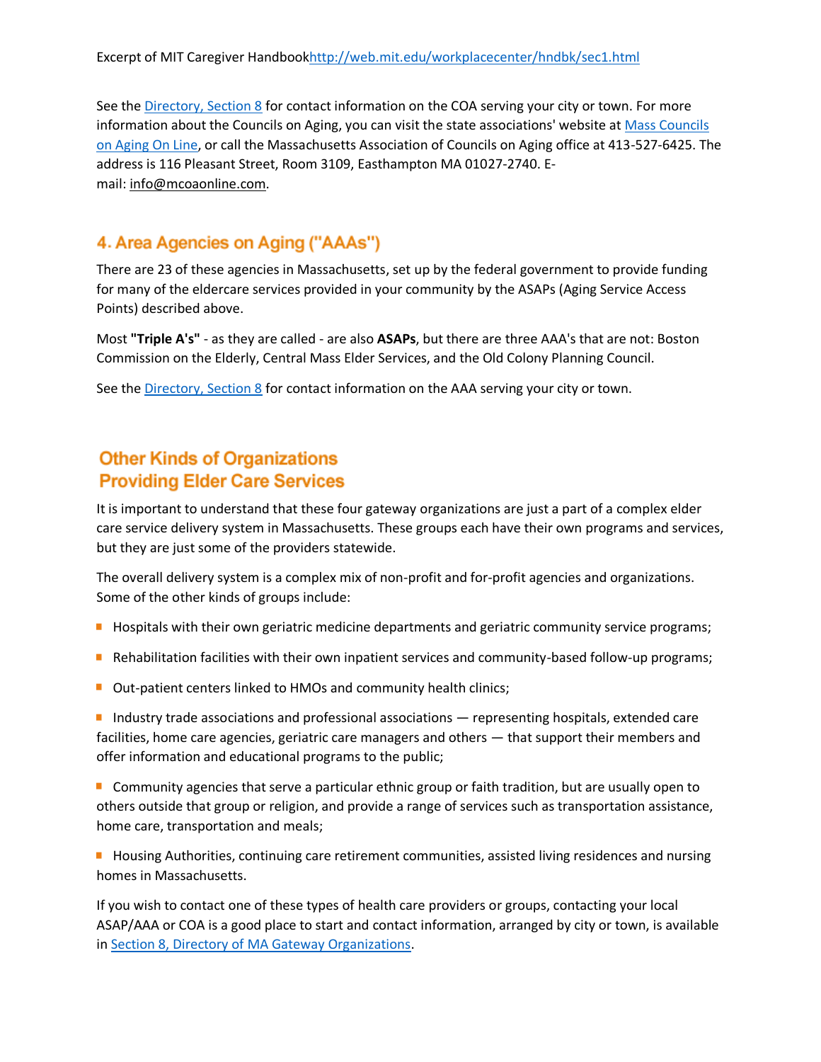Excerpt of MIT Caregiver Handbook http://web.mit.edu/workplacecenter/hndbk/sec1.html

See the Directory, Section 8 for contact information on the COA serving your city or town. For more information about the Councils on Aging, you can visit the state associations' website at Mass Councils on Aging On Line, or call the Massachusetts Association of Councils on Aging office at 413-527-6425. The address is 116 Pleasant Street, Room 3109, Easthampton MA 01027-2740. E-mail: info@mcoaonline.com.

## 4. Area Agencies on Aging ("AAAs")

There are 23 of these agencies in Massachusetts, set up by the federal government to provide funding for many of the eldercare services provided in your community by the ASAPs (Aging Service Access Points) described above.

Most **"Triple A's"** - as they are called - are also **ASAPs**, but there are three AAA's that are not: Boston Commission on the Elderly, Central Mass Elder Services, and the Old Colony Planning Council.

See the Directory, Section 8 for contact information on the AAA serving your city or town.

## Other Kinds of Organizations Providing Elder Care Services

It is important to understand that these four gateway organizations are just a part of a complex elder care service delivery system in Massachusetts. These groups each have their own programs and services, but they are just some of the providers statewide.

The overall delivery system is a complex mix of non-profit and for-profit agencies and organizations. Some of the other kinds of groups include:

- Hospitals with their own geriatric medicine departments and geriatric community service programs;
- Rehabilitation facilities with their own inpatient services and community-based follow-up programs;
- Out-patient centers linked to HMOs and community health clinics;
- Industry trade associations and professional associations — representing hospitals, extended care facilities, home care agencies, geriatric care managers and others — that support their members and offer information and educational programs to the public;
- Community agencies that serve a particular ethnic group or faith tradition, but are usually open to others outside that group or religion, and provide a range of services such as transportation assistance, home care, transportation and meals;
- Housing Authorities, continuing care retirement communities, assisted living residences and nursing homes in Massachusetts.

If you wish to contact one of these types of health care providers or groups, contacting your local ASAP/AAA or COA is a good place to start and contact information, arranged by city or town, is available in Section 8, Directory of MA Gateway Organizations.